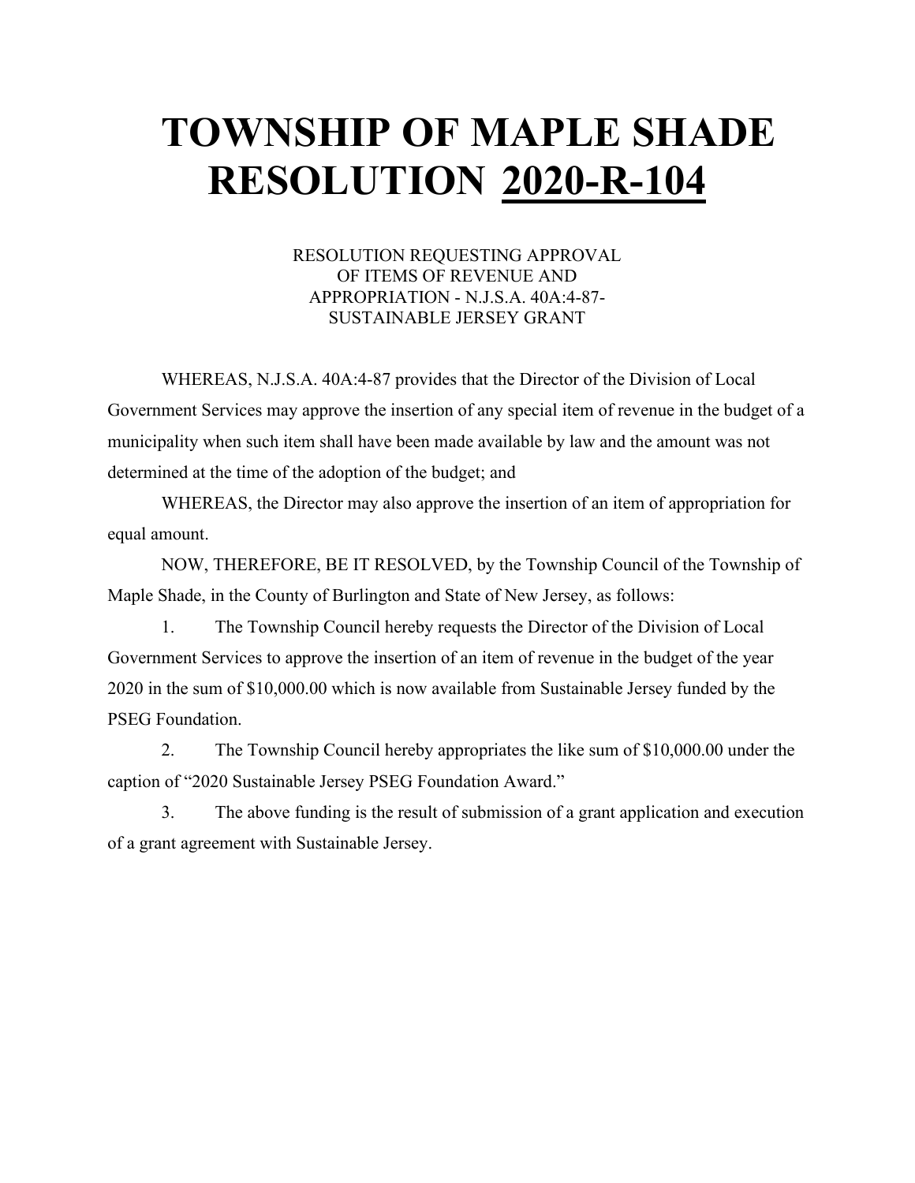# TOWNSHIP OF MAPLE SHADE RESOLUTION <u>2020-R-104</u>

RESOLUTION REQUESTING APPROVAL OF ITEMS OF REVENUE AND APPROPRIATION - N.J.S.A. 40A:4-87- SUSTAINABLE JERSEY GRANT

WHEREAS, N.J.S.A. 40A:4-87 provides that the Director of the Division of Local Government Services may approve the insertion of any special item of revenue in the budget of a municipality when such item shall have been made available by law and the amount was not determined at the time of the adoption of the budget; and

WHEREAS, the Director may also approve the insertion of an item of appropriation for equal amount.

NOW, THEREFORE, BE IT RESOLVED, by the Township Council of the Township of Maple Shade, in the County of Burlington and State of New Jersey, as follows:

1. The Township Council hereby requests the Director of the Division of Local Government Services to approve the insertion of an item of revenue in the budget of the year 2020 in the sum of $10,000.00 which is now available from Sustainable Jersey funded by the PSEG Foundation.

2. The Township Council hereby appropriates the like sum of $10,000.00 under the caption of "2020 Sustainable Jersey PSEG Foundation Award."

3. The above funding is the result of submission of a grant application and execution of a grant agreement with Sustainable Jersey.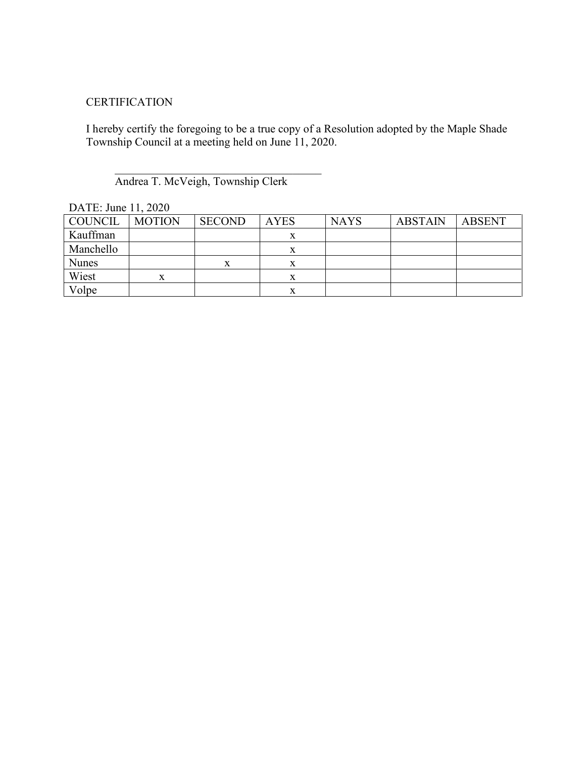CERTIFICATION

I hereby certify the foregoing to be a true copy of a Resolution adopted by the Maple Shade Township Council at a meeting held on June 11, 2020.

\_\_\_\_\_\_\_\_\_\_\_\_\_\_\_\_\_\_\_\_\_\_\_\_\_\_\_\_\_\_\_\_\_\_\_\_

Andrea T. McVeigh, Township Clerk

DATE: June 11, 2020

| COUNCIL | MOTION | SECOND | AYES | NAYS | ABSTAIN | ABSENT |
| --- | --- | --- | --- | --- | --- | --- |
| Kauffman | | | x | | | |
| Manchello | | | x | | | |
| Nunes | | x | x | | | |
| Wiest | x | | x | | | |
| Volpe | | | x | | | |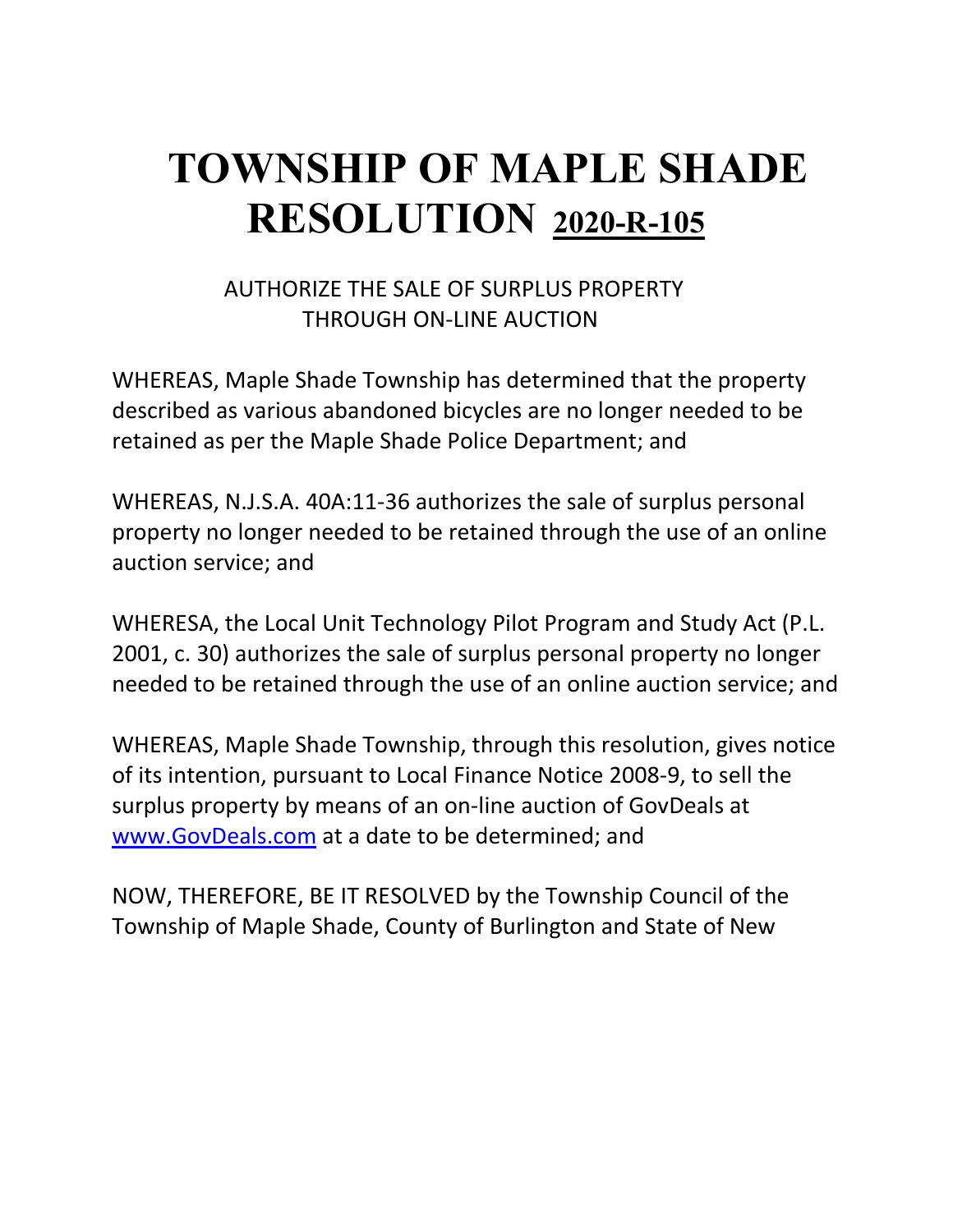# TOWNSHIP OF MAPLE SHADE RESOLUTION 2020-R-105

AUTHORIZE THE SALE OF SURPLUS PROPERTY THROUGH ON-LINE AUCTION

WHEREAS, Maple Shade Township has determined that the property described as various abandoned bicycles are no longer needed to be retained as per the Maple Shade Police Department; and

WHEREAS, N.J.S.A. 40A:11-36 authorizes the sale of surplus personal property no longer needed to be retained through the use of an online auction service; and

WHERESA, the Local Unit Technology Pilot Program and Study Act (P.L. 2001, c. 30) authorizes the sale of surplus personal property no longer needed to be retained through the use of an online auction service; and

WHEREAS, Maple Shade Township, through this resolution, gives notice of its intention, pursuant to Local Finance Notice 2008-9, to sell the surplus property by means of an on-line auction of GovDeals at www.GovDeals.com at a date to be determined; and

NOW, THEREFORE, BE IT RESOLVED by the Township Council of the Township of Maple Shade, County of Burlington and State of New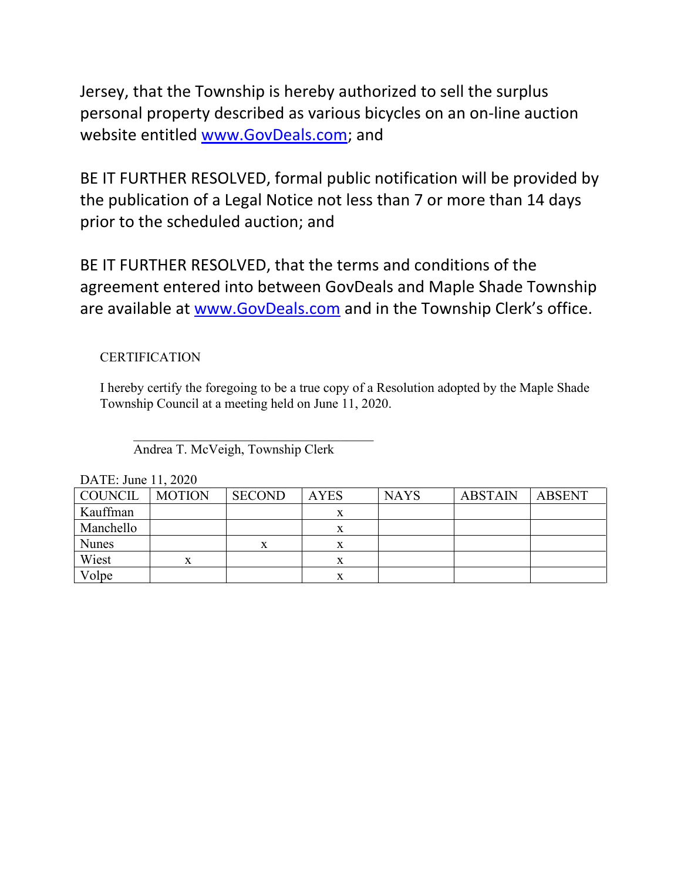Jersey, that the Township is hereby authorized to sell the surplus personal property described as various bicycles on an on-line auction website entitled www.GovDeals.com; and

BE IT FURTHER RESOLVED, formal public notification will be provided by the publication of a Legal Notice not less than 7 or more than 14 days prior to the scheduled auction; and

BE IT FURTHER RESOLVED, that the terms and conditions of the agreement entered into between GovDeals and Maple Shade Township are available at www.GovDeals.com and in the Township Clerk's office.

CERTIFICATION

I hereby certify the foregoing to be a true copy of a Resolution adopted by the Maple Shade Township Council at a meeting held on June 11, 2020.

\_\_\_\_\_\_\_\_\_\_\_\_\_\_\_\_\_\_\_\_\_\_\_\_\_\_\_\_\_\_\_\_\_\_\_\_
Andrea T. McVeigh, Township Clerk

DATE: June 11, 2020

| COUNCIL | MOTION | SECOND | AYES | NAYS | ABSTAIN | ABSENT |
|---|---|---|---|---|---|---|
| Kauffman | | | x | | | |
| Manchello | | | x | | | |
| Nunes | | x | x | | | |
| Wiest | x | | x | | | |
| Volpe | | | x | | | |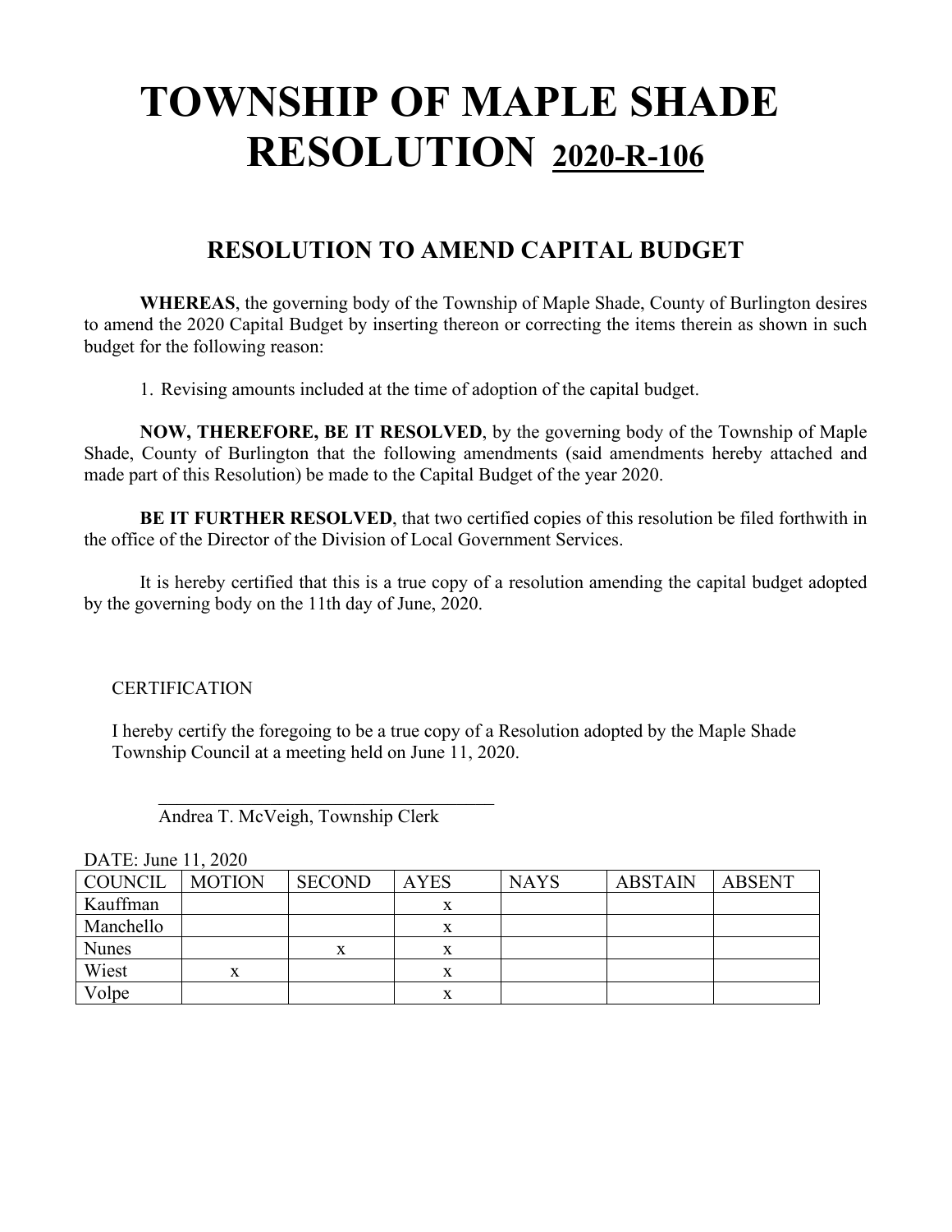# TOWNSHIP OF MAPLE SHADE RESOLUTION 2020-R-106

## RESOLUTION TO AMEND CAPITAL BUDGET

**WHEREAS**, the governing body of the Township of Maple Shade, County of Burlington desires to amend the 2020 Capital Budget by inserting thereon or correcting the items therein as shown in such budget for the following reason:

1. Revising amounts included at the time of adoption of the capital budget.

**NOW, THEREFORE, BE IT RESOLVED**, by the governing body of the Township of Maple Shade, County of Burlington that the following amendments (said amendments hereby attached and made part of this Resolution) be made to the Capital Budget of the year 2020.

**BE IT FURTHER RESOLVED**, that two certified copies of this resolution be filed forthwith in the office of the Director of the Division of Local Government Services.

It is hereby certified that this is a true copy of a resolution amending the capital budget adopted by the governing body on the 11th day of June, 2020.

CERTIFICATION

I hereby certify the foregoing to be a true copy of a Resolution adopted by the Maple Shade Township Council at a meeting held on June 11, 2020.

\_\_\_\_\_\_\_\_\_\_\_\_\_\_\_\_\_\_\_\_\_\_\_\_\_\_\_\_\_\_\_\_\_\_\_\_\_\_
Andrea T. McVeigh, Township Clerk

DATE: June 11, 2020

| COUNCIL | MOTION | SECOND | AYES | NAYS | ABSTAIN | ABSENT |
|---|---|---|---|---|---|---|
| Kauffman | | | x | | | |
| Manchello | | | x | | | |
| Nunes | | x | x | | | |
| Wiest | x | | x | | | |
| Volpe | | | x | | | |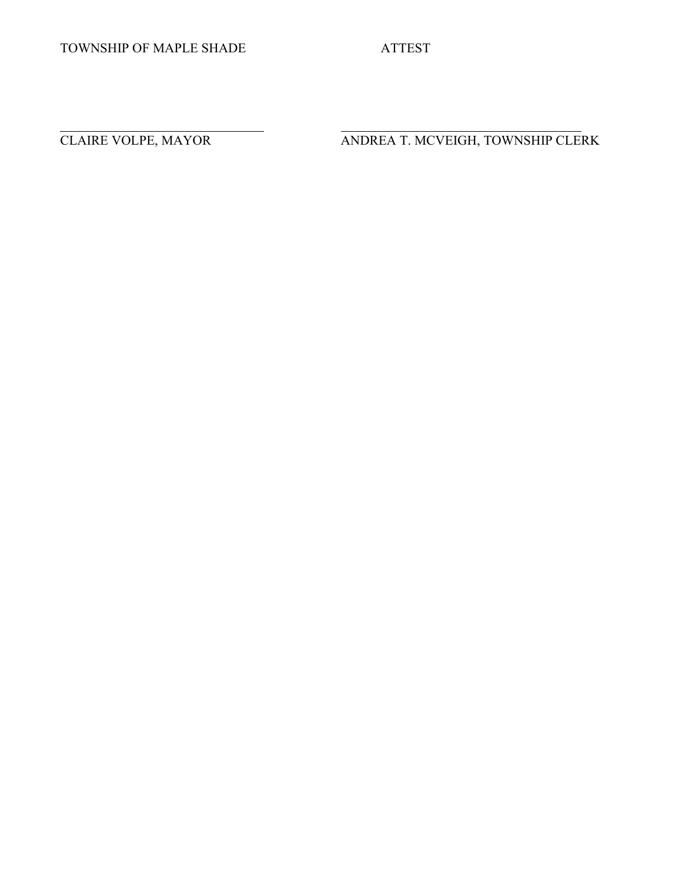TOWNSHIP OF MAPLE SHADE ATTEST

______________________________ ______________________________

CLAIRE VOLPE, MAYOR ANDREA T. MCVEIGH, TOWNSHIP CLERK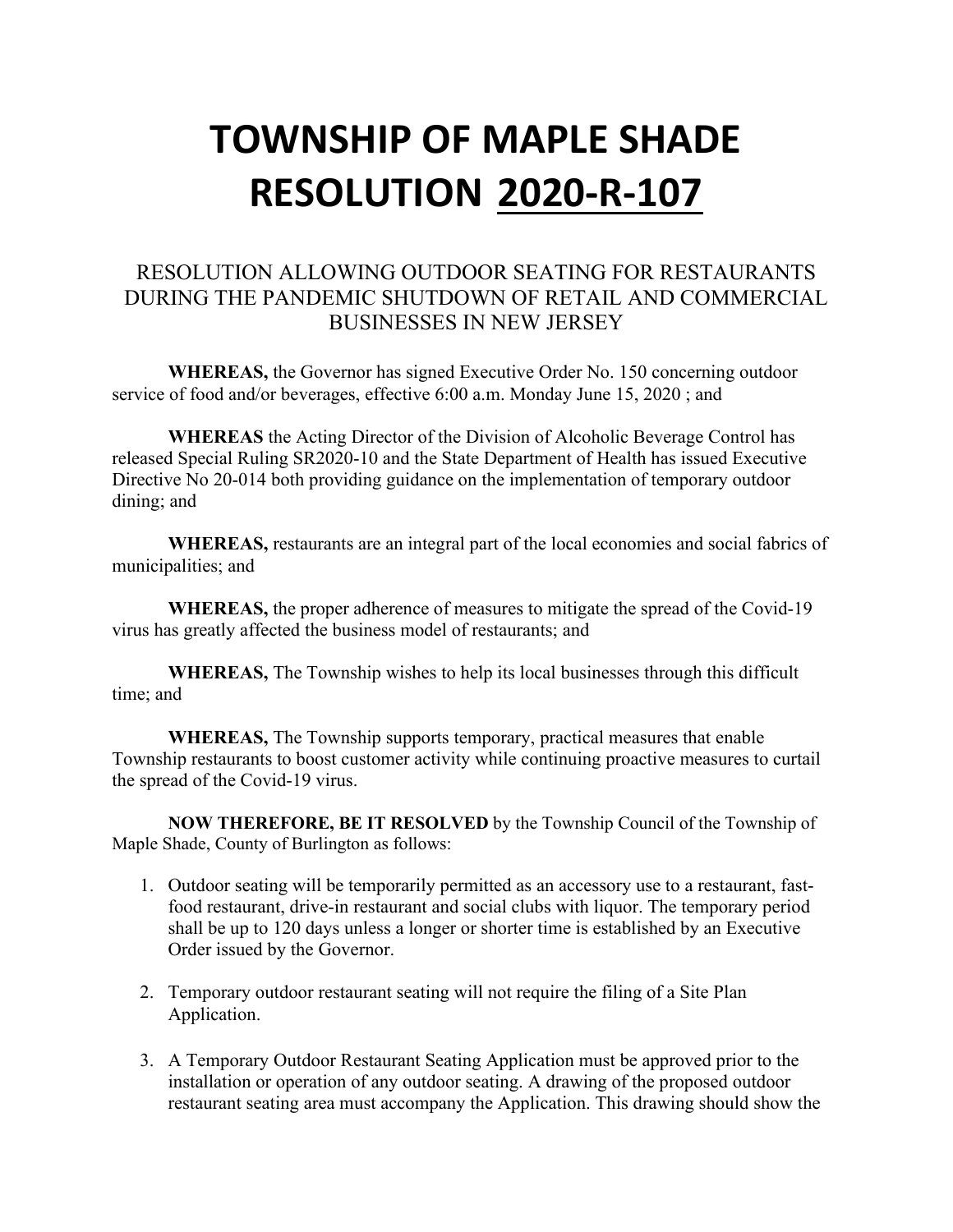# TOWNSHIP OF MAPLE SHADE
# RESOLUTION 2020-R-107

## RESOLUTION ALLOWING OUTDOOR SEATING FOR RESTAURANTS DURING THE PANDEMIC SHUTDOWN OF RETAIL AND COMMERCIAL BUSINESSES IN NEW JERSEY

**WHEREAS,** the Governor has signed Executive Order No. 150 concerning outdoor service of food and/or beverages, effective 6:00 a.m. Monday June 15, 2020 ; and

**WHEREAS** the Acting Director of the Division of Alcoholic Beverage Control has released Special Ruling SR2020-10 and the State Department of Health has issued Executive Directive No 20-014 both providing guidance on the implementation of temporary outdoor dining; and

**WHEREAS,** restaurants are an integral part of the local economies and social fabrics of municipalities; and

**WHEREAS,** the proper adherence of measures to mitigate the spread of the Covid-19 virus has greatly affected the business model of restaurants; and

**WHEREAS,** The Township wishes to help its local businesses through this difficult time; and

**WHEREAS,** The Township supports temporary, practical measures that enable Township restaurants to boost customer activity while continuing proactive measures to curtail the spread of the Covid-19 virus.

**NOW THEREFORE, BE IT RESOLVED** by the Township Council of the Township of Maple Shade, County of Burlington as follows:

1. Outdoor seating will be temporarily permitted as an accessory use to a restaurant, fast-food restaurant, drive-in restaurant and social clubs with liquor. The temporary period shall be up to 120 days unless a longer or shorter time is established by an Executive Order issued by the Governor.

2. Temporary outdoor restaurant seating will not require the filing of a Site Plan Application.

3. A Temporary Outdoor Restaurant Seating Application must be approved prior to the installation or operation of any outdoor seating. A drawing of the proposed outdoor restaurant seating area must accompany the Application. This drawing should show the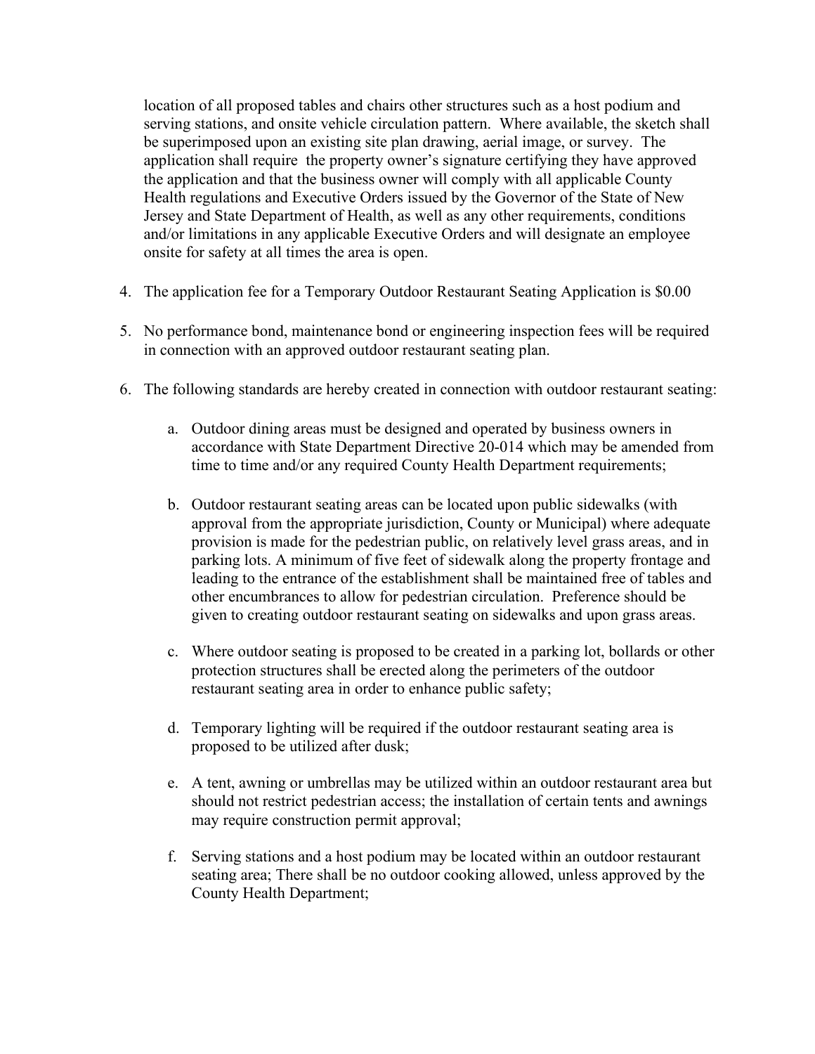location of all proposed tables and chairs other structures such as a host podium and serving stations, and onsite vehicle circulation pattern. Where available, the sketch shall be superimposed upon an existing site plan drawing, aerial image, or survey. The application shall require the property owner's signature certifying they have approved the application and that the business owner will comply with all applicable County Health regulations and Executive Orders issued by the Governor of the State of New Jersey and State Department of Health, as well as any other requirements, conditions and/or limitations in any applicable Executive Orders and will designate an employee onsite for safety at all times the area is open.

4. The application fee for a Temporary Outdoor Restaurant Seating Application is $0.00

5. No performance bond, maintenance bond or engineering inspection fees will be required in connection with an approved outdoor restaurant seating plan.

6. The following standards are hereby created in connection with outdoor restaurant seating:

   a. Outdoor dining areas must be designed and operated by business owners in accordance with State Department Directive 20-014 which may be amended from time to time and/or any required County Health Department requirements;

   b. Outdoor restaurant seating areas can be located upon public sidewalks (with approval from the appropriate jurisdiction, County or Municipal) where adequate provision is made for the pedestrian public, on relatively level grass areas, and in parking lots. A minimum of five feet of sidewalk along the property frontage and leading to the entrance of the establishment shall be maintained free of tables and other encumbrances to allow for pedestrian circulation. Preference should be given to creating outdoor restaurant seating on sidewalks and upon grass areas.

   c. Where outdoor seating is proposed to be created in a parking lot, bollards or other protection structures shall be erected along the perimeters of the outdoor restaurant seating area in order to enhance public safety;

   d. Temporary lighting will be required if the outdoor restaurant seating area is proposed to be utilized after dusk;

   e. A tent, awning or umbrellas may be utilized within an outdoor restaurant area but should not restrict pedestrian access; the installation of certain tents and awnings may require construction permit approval;

   f. Serving stations and a host podium may be located within an outdoor restaurant seating area; There shall be no outdoor cooking allowed, unless approved by the County Health Department;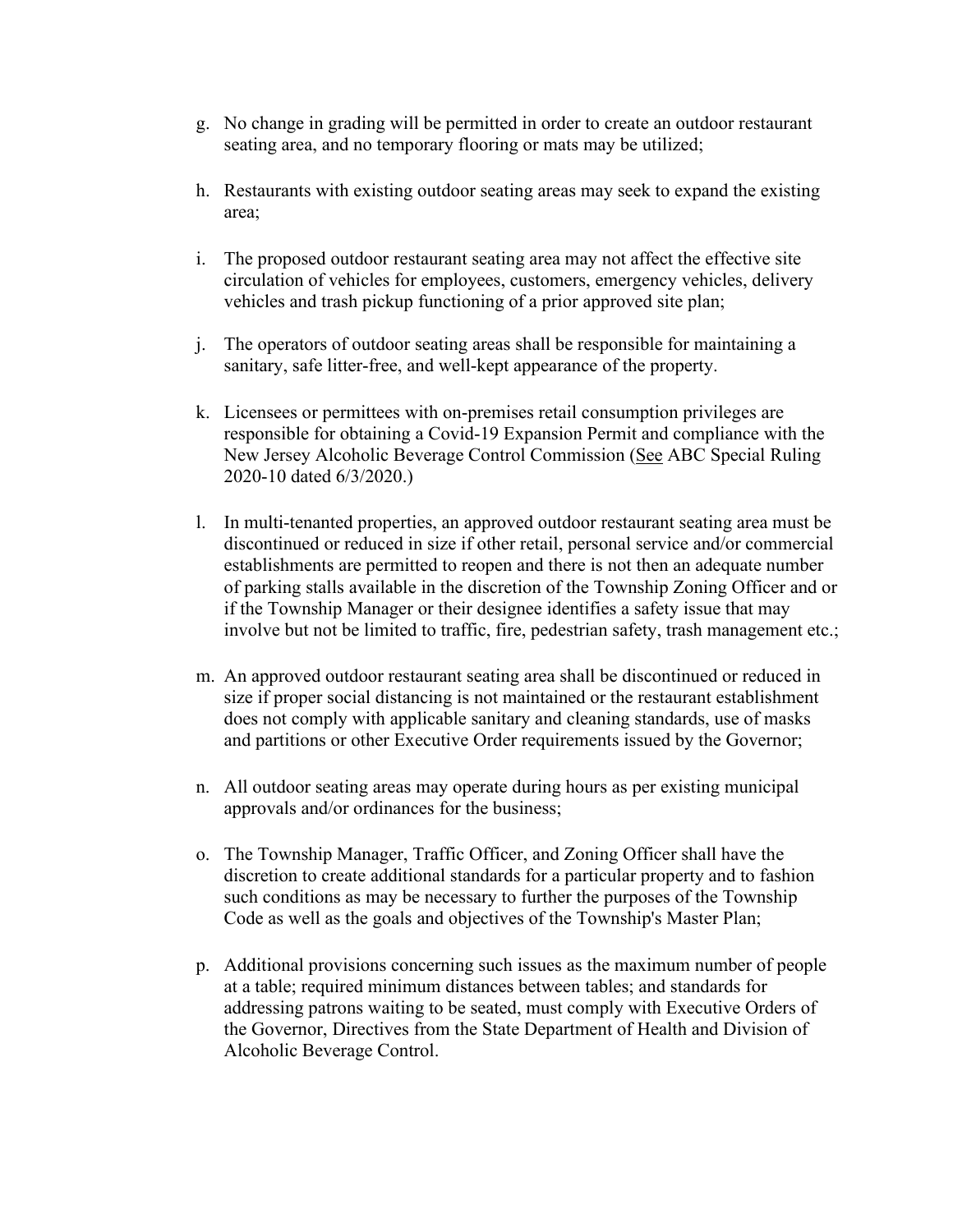g. No change in grading will be permitted in order to create an outdoor restaurant seating area, and no temporary flooring or mats may be utilized;

h. Restaurants with existing outdoor seating areas may seek to expand the existing area;

i. The proposed outdoor restaurant seating area may not affect the effective site circulation of vehicles for employees, customers, emergency vehicles, delivery vehicles and trash pickup functioning of a prior approved site plan;

j. The operators of outdoor seating areas shall be responsible for maintaining a sanitary, safe litter-free, and well-kept appearance of the property.

k. Licensees or permittees with on-premises retail consumption privileges are responsible for obtaining a Covid-19 Expansion Permit and compliance with the New Jersey Alcoholic Beverage Control Commission (<u>See</u> ABC Special Ruling 2020-10 dated 6/3/2020.)

l. In multi-tenanted properties, an approved outdoor restaurant seating area must be discontinued or reduced in size if other retail, personal service and/or commercial establishments are permitted to reopen and there is not then an adequate number of parking stalls available in the discretion of the Township Zoning Officer and or if the Township Manager or their designee identifies a safety issue that may involve but not be limited to traffic, fire, pedestrian safety, trash management etc.;

m. An approved outdoor restaurant seating area shall be discontinued or reduced in size if proper social distancing is not maintained or the restaurant establishment does not comply with applicable sanitary and cleaning standards, use of masks and partitions or other Executive Order requirements issued by the Governor;

n. All outdoor seating areas may operate during hours as per existing municipal approvals and/or ordinances for the business;

o. The Township Manager, Traffic Officer, and Zoning Officer shall have the discretion to create additional standards for a particular property and to fashion such conditions as may be necessary to further the purposes of the Township Code as well as the goals and objectives of the Township's Master Plan;

p. Additional provisions concerning such issues as the maximum number of people at a table; required minimum distances between tables; and standards for addressing patrons waiting to be seated, must comply with Executive Orders of the Governor, Directives from the State Department of Health and Division of Alcoholic Beverage Control.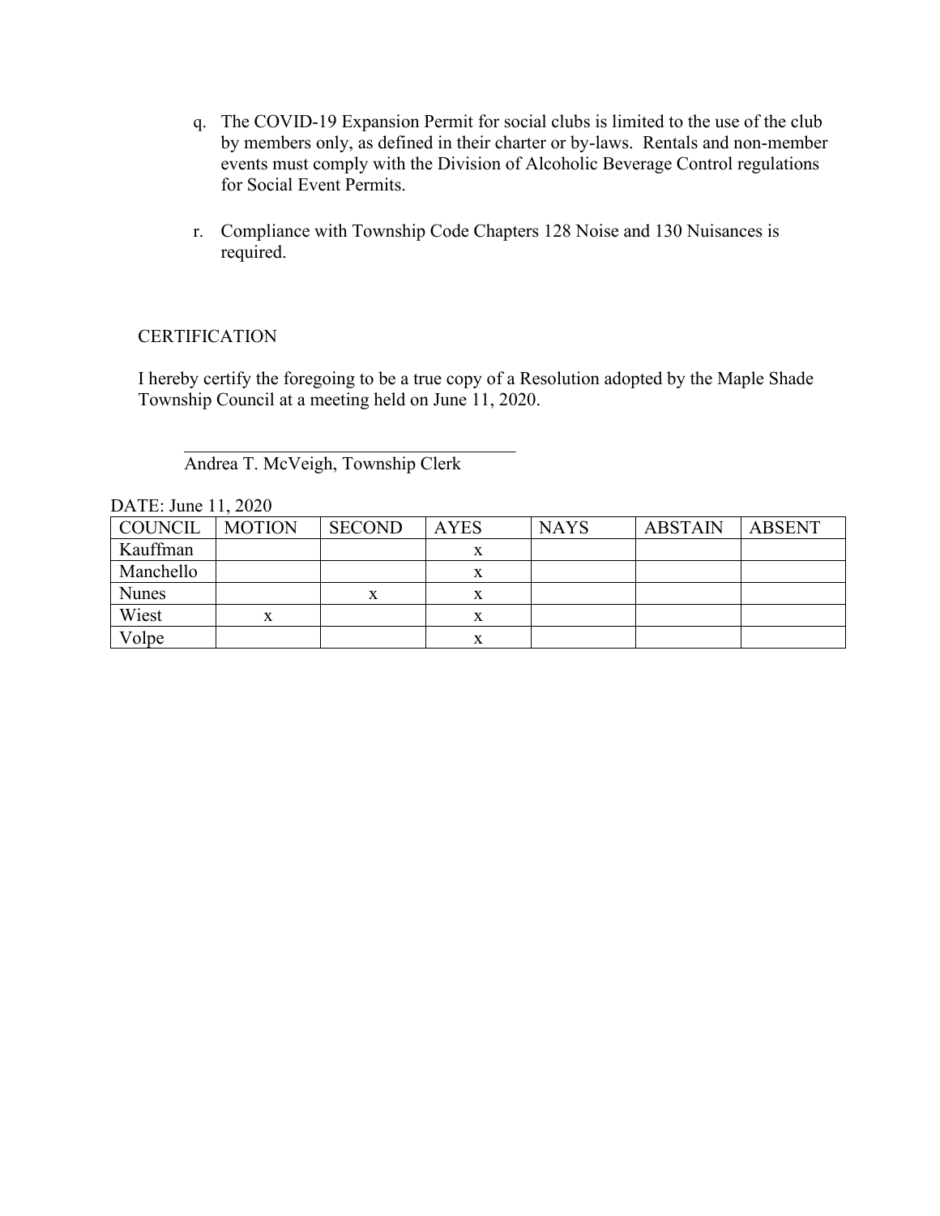q. The COVID-19 Expansion Permit for social clubs is limited to the use of the club by members only, as defined in their charter or by-laws. Rentals and non-member events must comply with the Division of Alcoholic Beverage Control regulations for Social Event Permits.

r. Compliance with Township Code Chapters 128 Noise and 130 Nuisances is required.

CERTIFICATION

I hereby certify the foregoing to be a true copy of a Resolution adopted by the Maple Shade Township Council at a meeting held on June 11, 2020.

\_\_\_\_\_\_\_\_\_\_\_\_\_\_\_\_\_\_\_\_\_\_\_\_\_\_\_\_\_\_\_\_\_\_\_\_

Andrea T. McVeigh, Township Clerk

DATE: June 11, 2020

| COUNCIL | MOTION | SECOND | AYES | NAYS | ABSTAIN | ABSENT |
|---|---|---|---|---|---|---|
| Kauffman | | | x | | | |
| Manchello | | | x | | | |
| Nunes | | x | x | | | |
| Wiest | x | | x | | | |
| Volpe | | | x | | | |